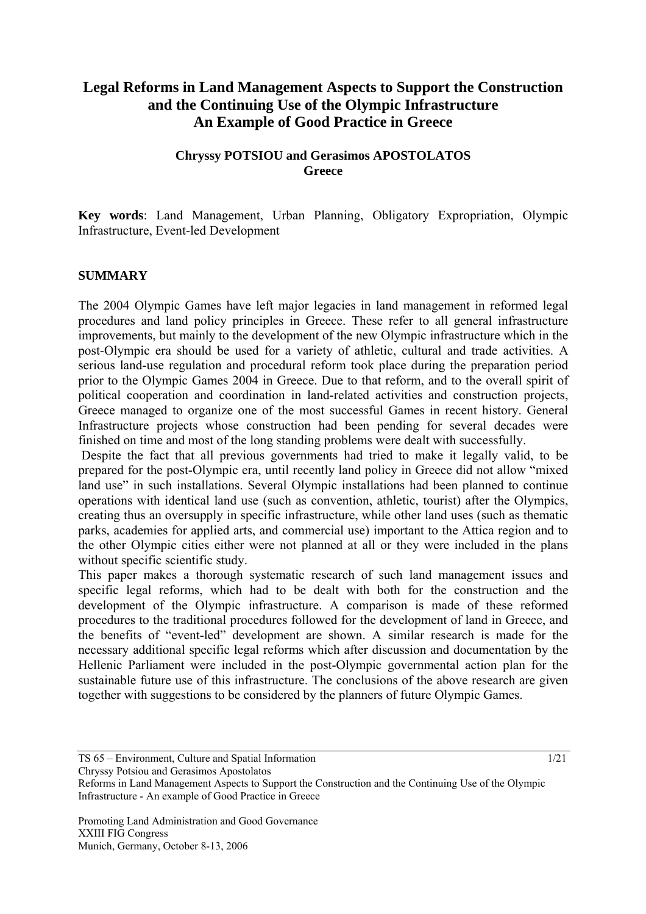# Legal Reforms in Land Management Aspects to Support the Construction and the Continuing Use of the Olympic Infrastructure An Example of Good Practice in Greece

**Chryssy POTSIOU and Gerasimos APOSTOLATOS**
**Greece**

**Key words**: Land Management, Urban Planning, Obligatory Expropriation, Olympic Infrastructure, Event-led Development

## SUMMARY

The 2004 Olympic Games have left major legacies in land management in reformed legal procedures and land policy principles in Greece. These refer to all general infrastructure improvements, but mainly to the development of the new Olympic infrastructure which in the post-Olympic era should be used for a variety of athletic, cultural and trade activities. A serious land-use regulation and procedural reform took place during the preparation period prior to the Olympic Games 2004 in Greece. Due to that reform, and to the overall spirit of political cooperation and coordination in land-related activities and construction projects, Greece managed to organize one of the most successful Games in recent history. General Infrastructure projects whose construction had been pending for several decades were finished on time and most of the long standing problems were dealt with successfully.

Despite the fact that all previous governments had tried to make it legally valid, to be prepared for the post-Olympic era, until recently land policy in Greece did not allow "mixed land use" in such installations. Several Olympic installations had been planned to continue operations with identical land use (such as convention, athletic, tourist) after the Olympics, creating thus an oversupply in specific infrastructure, while other land uses (such as thematic parks, academies for applied arts, and commercial use) important to the Attica region and to the other Olympic cities either were not planned at all or they were included in the plans without specific scientific study.

This paper makes a thorough systematic research of such land management issues and specific legal reforms, which had to be dealt with both for the construction and the development of the Olympic infrastructure. A comparison is made of these reformed procedures to the traditional procedures followed for the development of land in Greece, and the benefits of "event-led" development are shown. A similar research is made for the necessary additional specific legal reforms which after discussion and documentation by the Hellenic Parliament were included in the post-Olympic governmental action plan for the sustainable future use of this infrastructure. The conclusions of the above research are given together with suggestions to be considered by the planners of future Olympic Games.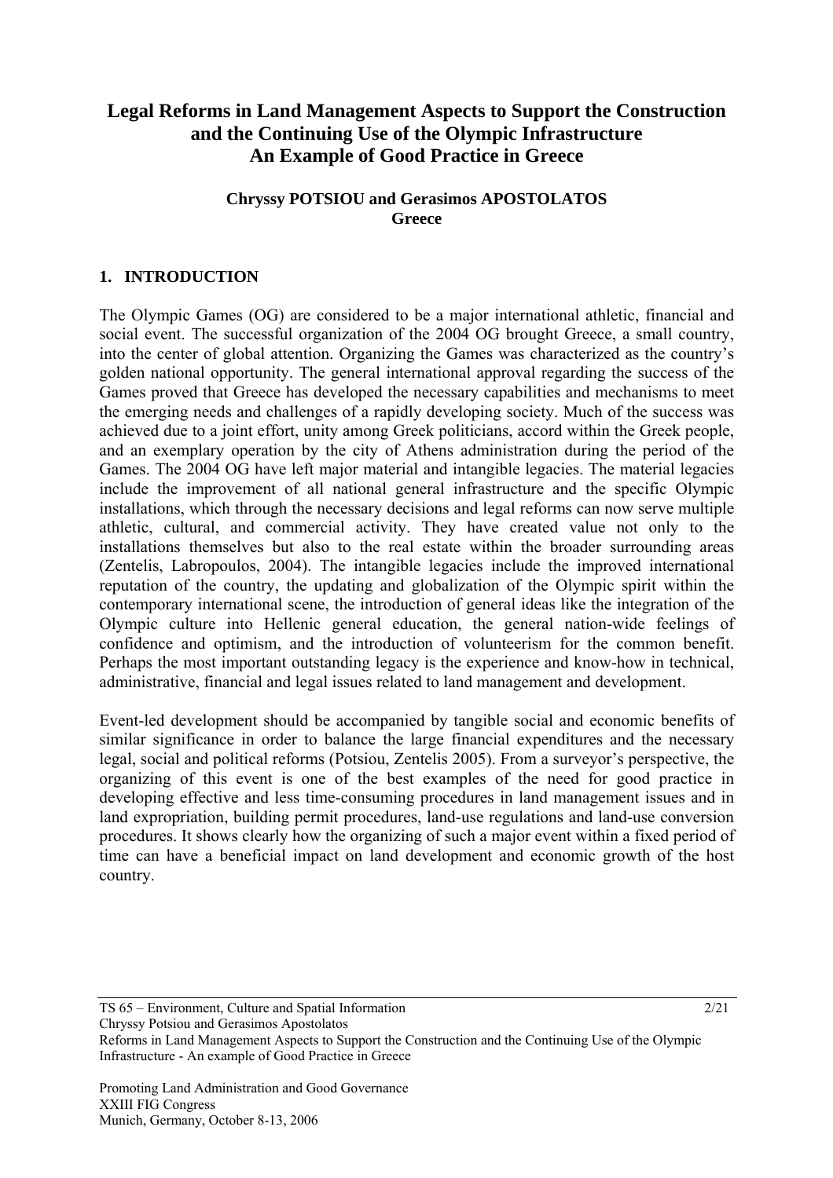# Legal Reforms in Land Management Aspects to Support the Construction and the Continuing Use of the Olympic Infrastructure An Example of Good Practice in Greece

**Chryssy POTSIOU and Gerasimos APOSTOLATOS**
**Greece**

## 1. INTRODUCTION

The Olympic Games (OG) are considered to be a major international athletic, financial and social event. The successful organization of the 2004 OG brought Greece, a small country, into the center of global attention. Organizing the Games was characterized as the country's golden national opportunity. The general international approval regarding the success of the Games proved that Greece has developed the necessary capabilities and mechanisms to meet the emerging needs and challenges of a rapidly developing society. Much of the success was achieved due to a joint effort, unity among Greek politicians, accord within the Greek people, and an exemplary operation by the city of Athens administration during the period of the Games. The 2004 OG have left major material and intangible legacies. The material legacies include the improvement of all national general infrastructure and the specific Olympic installations, which through the necessary decisions and legal reforms can now serve multiple athletic, cultural, and commercial activity. They have created value not only to the installations themselves but also to the real estate within the broader surrounding areas (Zentelis, Labropoulos, 2004). The intangible legacies include the improved international reputation of the country, the updating and globalization of the Olympic spirit within the contemporary international scene, the introduction of general ideas like the integration of the Olympic culture into Hellenic general education, the general nation-wide feelings of confidence and optimism, and the introduction of volunteerism for the common benefit. Perhaps the most important outstanding legacy is the experience and know-how in technical, administrative, financial and legal issues related to land management and development.

Event-led development should be accompanied by tangible social and economic benefits of similar significance in order to balance the large financial expenditures and the necessary legal, social and political reforms (Potsiou, Zentelis 2005). From a surveyor's perspective, the organizing of this event is one of the best examples of the need for good practice in developing effective and less time-consuming procedures in land management issues and in land expropriation, building permit procedures, land-use regulations and land-use conversion procedures. It shows clearly how the organizing of such a major event within a fixed period of time can have a beneficial impact on land development and economic growth of the host country.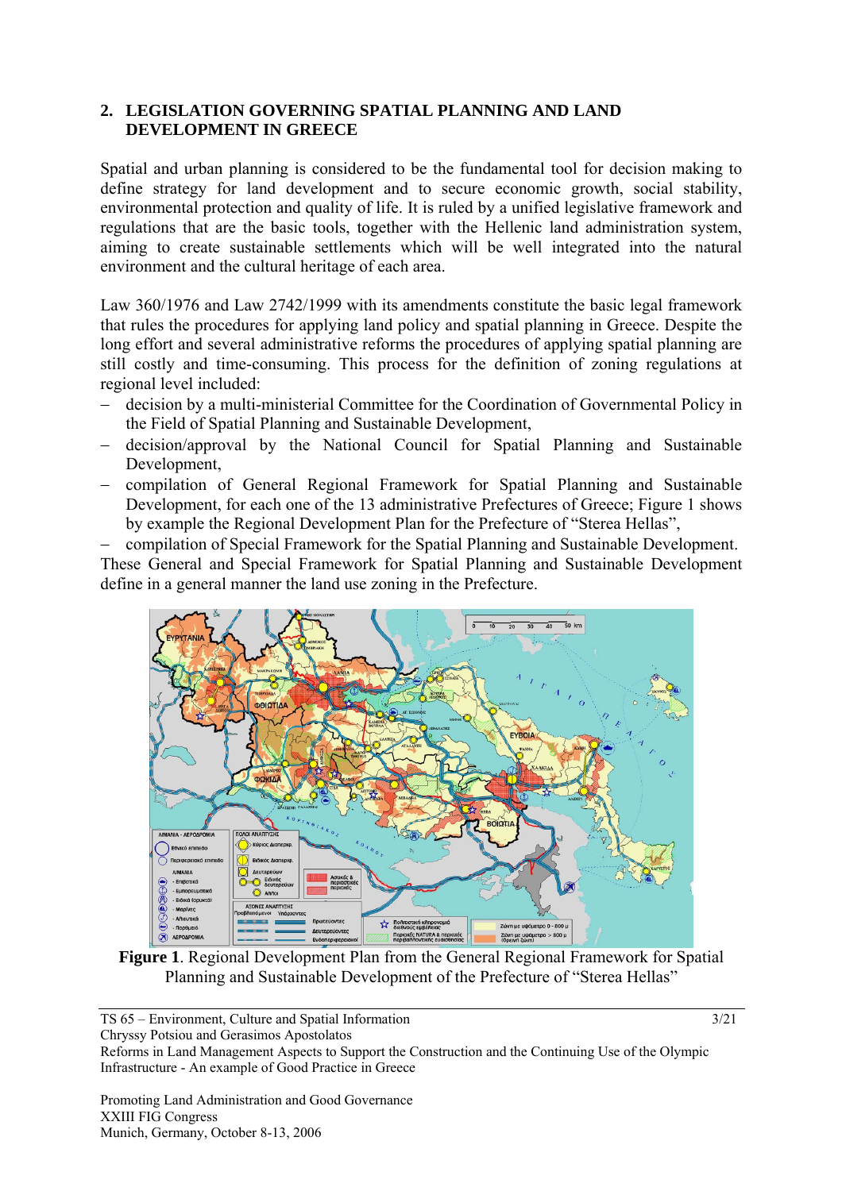## 2. LEGISLATION GOVERNING SPATIAL PLANNING AND LAND DEVELOPMENT IN GREECE

Spatial and urban planning is considered to be the fundamental tool for decision making to define strategy for land development and to secure economic growth, social stability, environmental protection and quality of life. It is ruled by a unified legislative framework and regulations that are the basic tools, together with the Hellenic land administration system, aiming to create sustainable settlements which will be well integrated into the natural environment and the cultural heritage of each area.

Law 360/1976 and Law 2742/1999 with its amendments constitute the basic legal framework that rules the procedures for applying land policy and spatial planning in Greece. Despite the long effort and several administrative reforms the procedures of applying spatial planning are still costly and time-consuming. This process for the definition of zoning regulations at regional level included:

- decision by a multi-ministerial Committee for the Coordination of Governmental Policy in the Field of Spatial Planning and Sustainable Development,
- decision/approval by the National Council for Spatial Planning and Sustainable Development,
- compilation of General Regional Framework for Spatial Planning and Sustainable Development, for each one of the 13 administrative Prefectures of Greece; Figure 1 shows by example the Regional Development Plan for the Prefecture of "Sterea Hellas",
- compilation of Special Framework for the Spatial Planning and Sustainable Development.

These General and Special Framework for Spatial Planning and Sustainable Development define in a general manner the land use zoning in the Prefecture.

**Figure 1**. Regional Development Plan from the General Regional Framework for Spatial Planning and Sustainable Development of the Prefecture of "Sterea Hellas"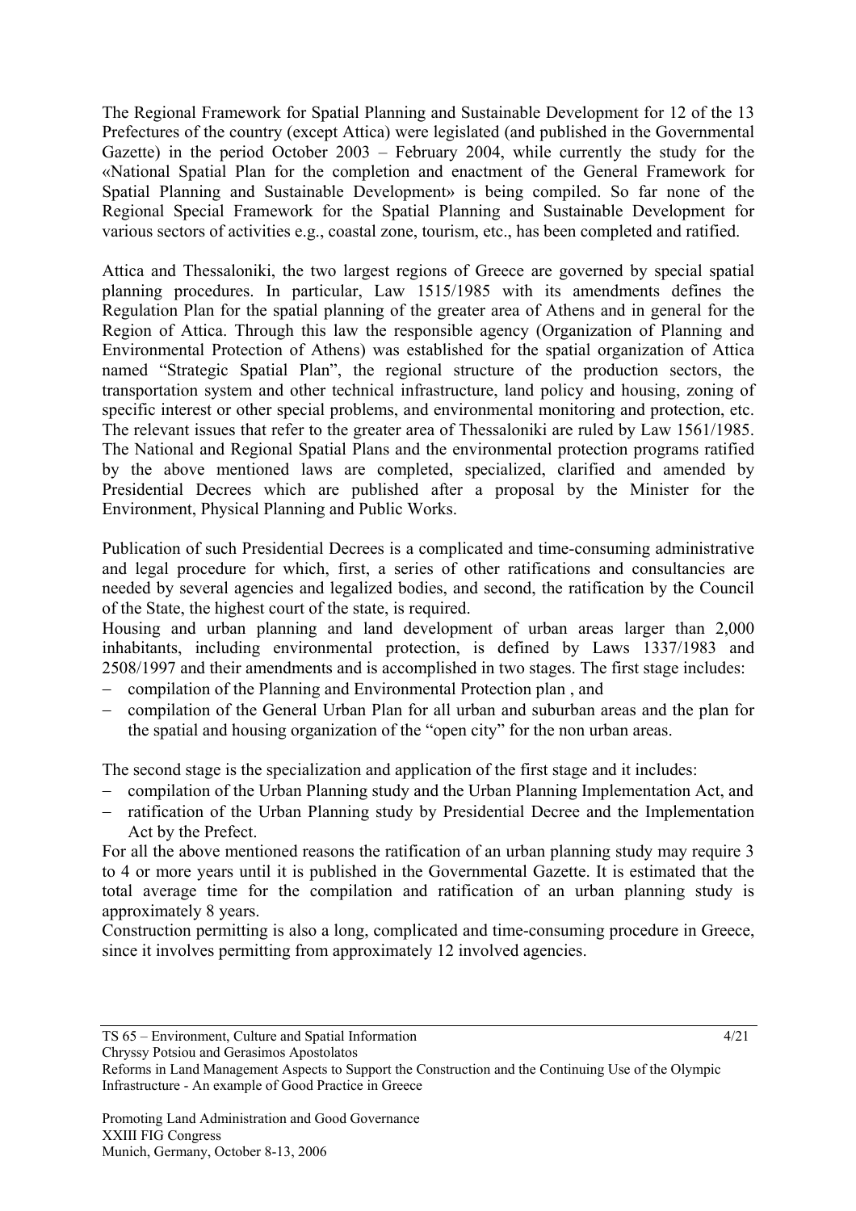The Regional Framework for Spatial Planning and Sustainable Development for 12 of the 13 Prefectures of the country (except Attica) were legislated (and published in the Governmental Gazette) in the period October 2003 – February 2004, while currently the study for the «National Spatial Plan for the completion and enactment of the General Framework for Spatial Planning and Sustainable Development» is being compiled. So far none of the Regional Special Framework for the Spatial Planning and Sustainable Development for various sectors of activities e.g., coastal zone, tourism, etc., has been completed and ratified.

Attica and Thessaloniki, the two largest regions of Greece are governed by special spatial planning procedures. In particular, Law 1515/1985 with its amendments defines the Regulation Plan for the spatial planning of the greater area of Athens and in general for the Region of Attica. Through this law the responsible agency (Organization of Planning and Environmental Protection of Athens) was established for the spatial organization of Attica named "Strategic Spatial Plan", the regional structure of the production sectors, the transportation system and other technical infrastructure, land policy and housing, zoning of specific interest or other special problems, and environmental monitoring and protection, etc. The relevant issues that refer to the greater area of Thessaloniki are ruled by Law 1561/1985. The National and Regional Spatial Plans and the environmental protection programs ratified by the above mentioned laws are completed, specialized, clarified and amended by Presidential Decrees which are published after a proposal by the Minister for the Environment, Physical Planning and Public Works.

Publication of such Presidential Decrees is a complicated and time-consuming administrative and legal procedure for which, first, a series of other ratifications and consultancies are needed by several agencies and legalized bodies, and second, the ratification by the Council of the State, the highest court of the state, is required.

Housing and urban planning and land development of urban areas larger than 2,000 inhabitants, including environmental protection, is defined by Laws 1337/1983 and 2508/1997 and their amendments and is accomplished in two stages. The first stage includes:

- compilation of the Planning and Environmental Protection plan , and
- compilation of the General Urban Plan for all urban and suburban areas and the plan for the spatial and housing organization of the "open city" for the non urban areas.

The second stage is the specialization and application of the first stage and it includes:

- compilation of the Urban Planning study and the Urban Planning Implementation Act, and
- ratification of the Urban Planning study by Presidential Decree and the Implementation Act by the Prefect.

For all the above mentioned reasons the ratification of an urban planning study may require 3 to 4 or more years until it is published in the Governmental Gazette. It is estimated that the total average time for the compilation and ratification of an urban planning study is approximately 8 years.

Construction permitting is also a long, complicated and time-consuming procedure in Greece, since it involves permitting from approximately 12 involved agencies.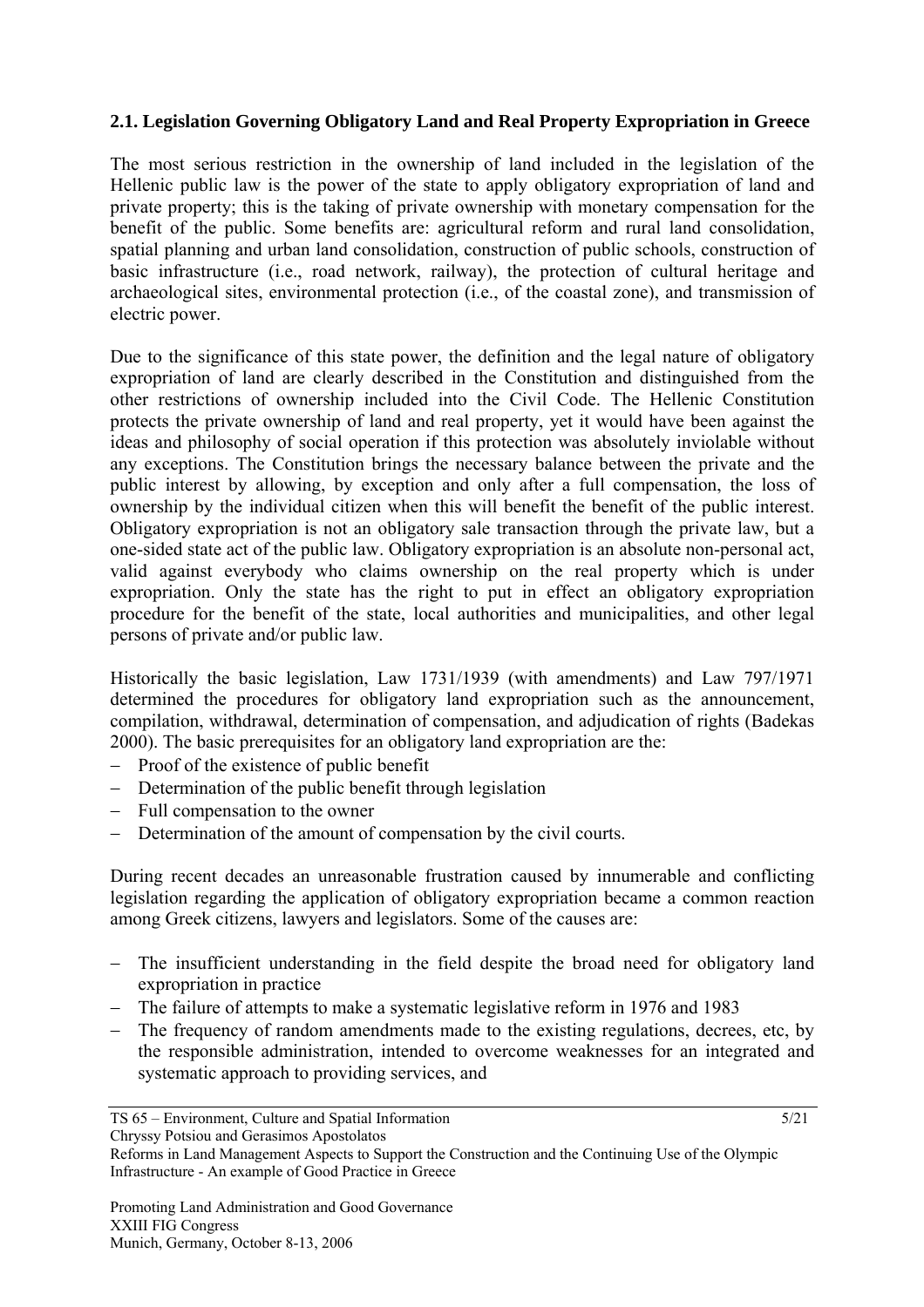### 2.1. Legislation Governing Obligatory Land and Real Property Expropriation in Greece

The most serious restriction in the ownership of land included in the legislation of the Hellenic public law is the power of the state to apply obligatory expropriation of land and private property; this is the taking of private ownership with monetary compensation for the benefit of the public. Some benefits are: agricultural reform and rural land consolidation, spatial planning and urban land consolidation, construction of public schools, construction of basic infrastructure (i.e., road network, railway), the protection of cultural heritage and archaeological sites, environmental protection (i.e., of the coastal zone), and transmission of electric power.

Due to the significance of this state power, the definition and the legal nature of obligatory expropriation of land are clearly described in the Constitution and distinguished from the other restrictions of ownership included into the Civil Code. The Hellenic Constitution protects the private ownership of land and real property, yet it would have been against the ideas and philosophy of social operation if this protection was absolutely inviolable without any exceptions. The Constitution brings the necessary balance between the private and the public interest by allowing, by exception and only after a full compensation, the loss of ownership by the individual citizen when this will benefit the benefit of the public interest. Obligatory expropriation is not an obligatory sale transaction through the private law, but a one-sided state act of the public law. Obligatory expropriation is an absolute non-personal act, valid against everybody who claims ownership on the real property which is under expropriation. Only the state has the right to put in effect an obligatory expropriation procedure for the benefit of the state, local authorities and municipalities, and other legal persons of private and/or public law.

Historically the basic legislation, Law 1731/1939 (with amendments) and Law 797/1971 determined the procedures for obligatory land expropriation such as the announcement, compilation, withdrawal, determination of compensation, and adjudication of rights (Badekas 2000). The basic prerequisites for an obligatory land expropriation are the:

- Proof of the existence of public benefit
- Determination of the public benefit through legislation
- Full compensation to the owner
- Determination of the amount of compensation by the civil courts.

During recent decades an unreasonable frustration caused by innumerable and conflicting legislation regarding the application of obligatory expropriation became a common reaction among Greek citizens, lawyers and legislators. Some of the causes are:

- The insufficient understanding in the field despite the broad need for obligatory land expropriation in practice
- The failure of attempts to make a systematic legislative reform in 1976 and 1983
- The frequency of random amendments made to the existing regulations, decrees, etc, by the responsible administration, intended to overcome weaknesses for an integrated and systematic approach to providing services, and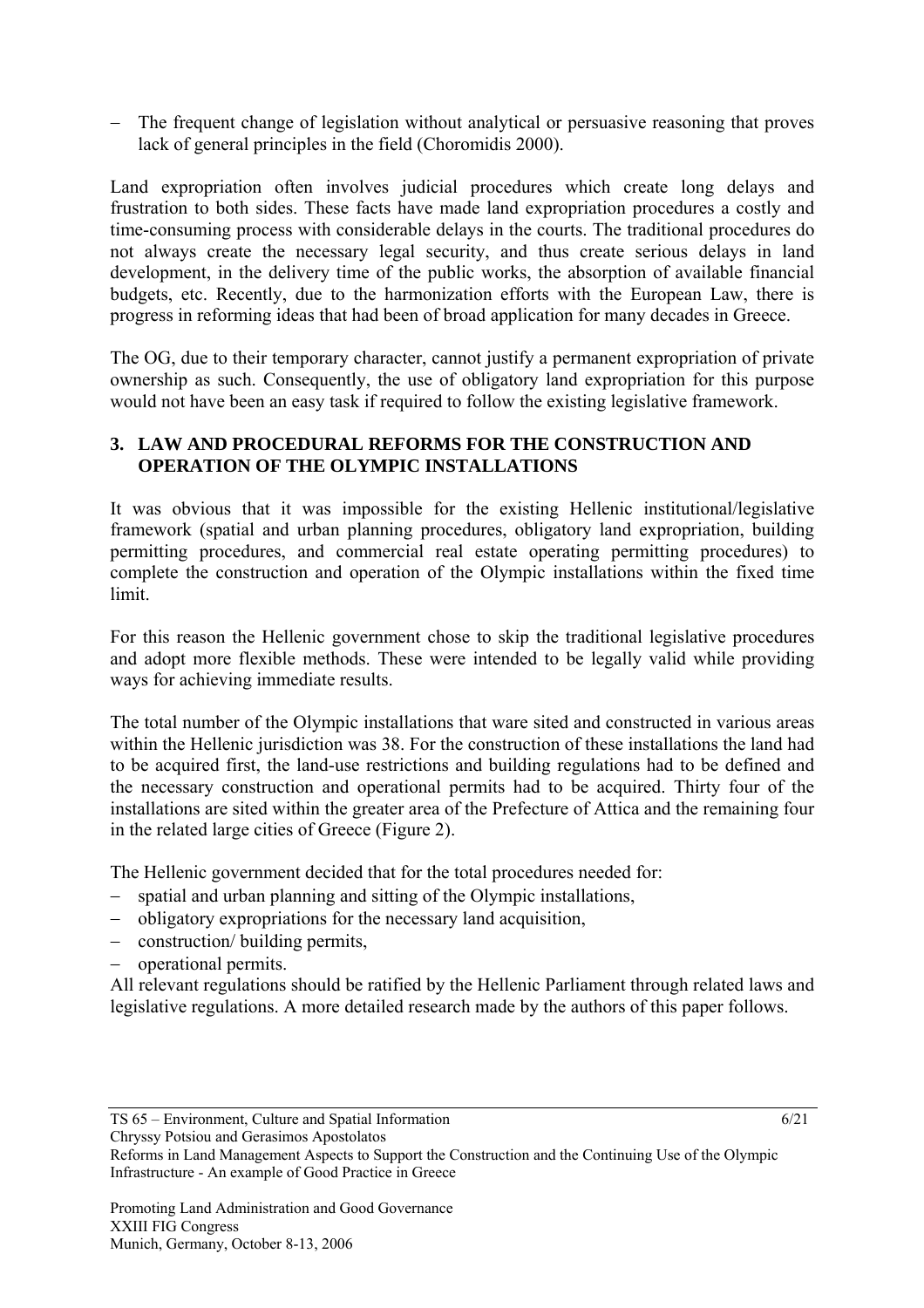- The frequent change of legislation without analytical or persuasive reasoning that proves lack of general principles in the field (Choromidis 2000).

Land expropriation often involves judicial procedures which create long delays and frustration to both sides. These facts have made land expropriation procedures a costly and time-consuming process with considerable delays in the courts. The traditional procedures do not always create the necessary legal security, and thus create serious delays in land development, in the delivery time of the public works, the absorption of available financial budgets, etc. Recently, due to the harmonization efforts with the European Law, there is progress in reforming ideas that had been of broad application for many decades in Greece.

The OG, due to their temporary character, cannot justify a permanent expropriation of private ownership as such. Consequently, the use of obligatory land expropriation for this purpose would not have been an easy task if required to follow the existing legislative framework.

## 3. LAW AND PROCEDURAL REFORMS FOR THE CONSTRUCTION AND OPERATION OF THE OLYMPIC INSTALLATIONS

It was obvious that it was impossible for the existing Hellenic institutional/legislative framework (spatial and urban planning procedures, obligatory land expropriation, building permitting procedures, and commercial real estate operating permitting procedures) to complete the construction and operation of the Olympic installations within the fixed time limit.

For this reason the Hellenic government chose to skip the traditional legislative procedures and adopt more flexible methods. These were intended to be legally valid while providing ways for achieving immediate results.

The total number of the Olympic installations that ware sited and constructed in various areas within the Hellenic jurisdiction was 38. For the construction of these installations the land had to be acquired first, the land-use restrictions and building regulations had to be defined and the necessary construction and operational permits had to be acquired. Thirty four of the installations are sited within the greater area of the Prefecture of Attica and the remaining four in the related large cities of Greece (Figure 2).

The Hellenic government decided that for the total procedures needed for:

- spatial and urban planning and sitting of the Olympic installations,
- obligatory expropriations for the necessary land acquisition,
- construction/ building permits,
- operational permits.

All relevant regulations should be ratified by the Hellenic Parliament through related laws and legislative regulations. A more detailed research made by the authors of this paper follows.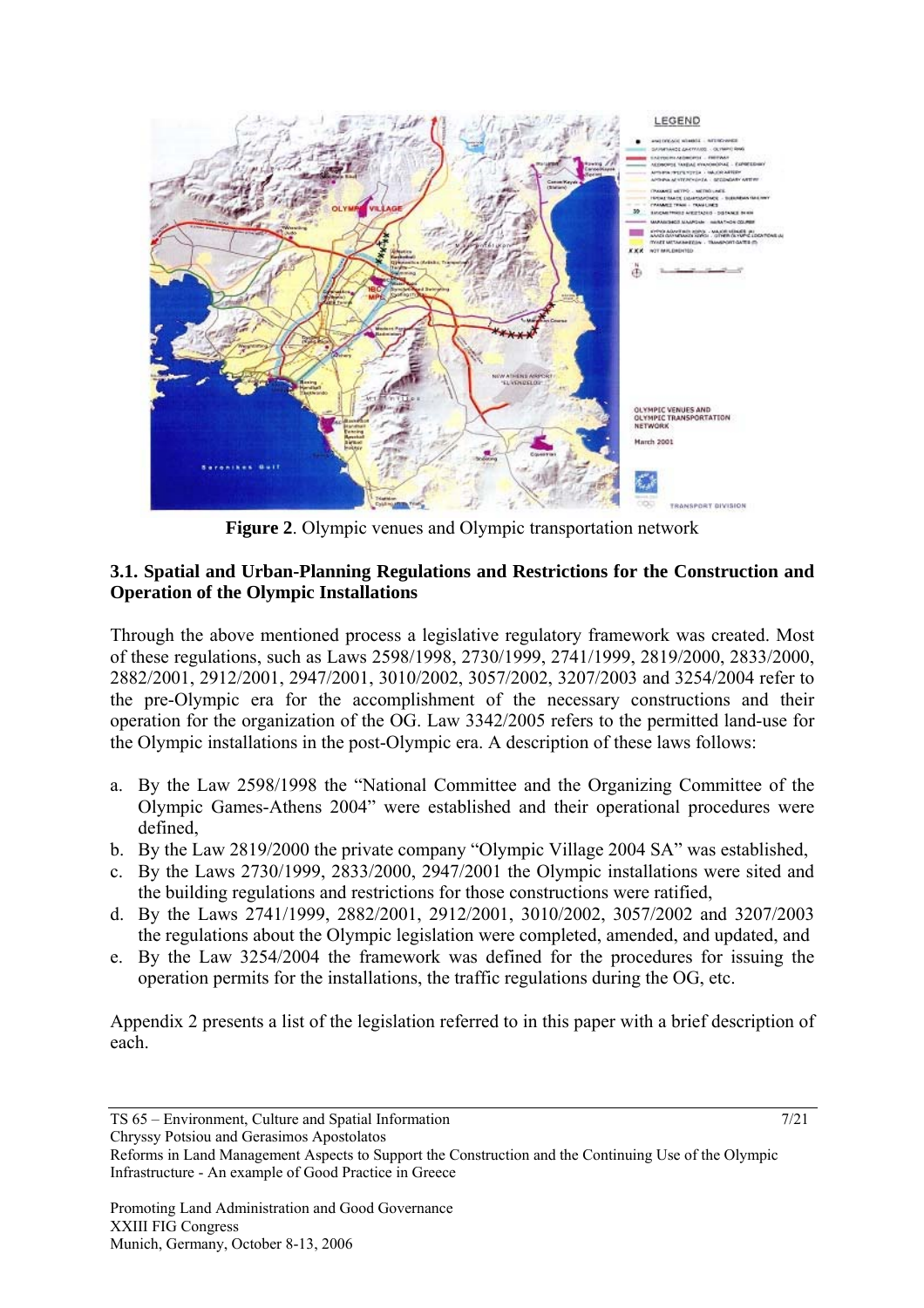**Figure 2**. Olympic venues and Olympic transportation network

### 3.1. Spatial and Urban-Planning Regulations and Restrictions for the Construction and Operation of the Olympic Installations

Through the above mentioned process a legislative regulatory framework was created. Most of these regulations, such as Laws 2598/1998, 2730/1999, 2741/1999, 2819/2000, 2833/2000, 2882/2001, 2912/2001, 2947/2001, 3010/2002, 3057/2002, 3207/2003 and 3254/2004 refer to the pre-Olympic era for the accomplishment of the necessary constructions and their operation for the organization of the OG. Law 3342/2005 refers to the permitted land-use for the Olympic installations in the post-Olympic era. A description of these laws follows:

a. By the Law 2598/1998 the "National Committee and the Organizing Committee of the Olympic Games-Athens 2004" were established and their operational procedures were defined,
b. By the Law 2819/2000 the private company "Olympic Village 2004 SA" was established,
c. By the Laws 2730/1999, 2833/2000, 2947/2001 the Olympic installations were sited and the building regulations and restrictions for those constructions were ratified,
d. By the Laws 2741/1999, 2882/2001, 2912/2001, 3010/2002, 3057/2002 and 3207/2003 the regulations about the Olympic legislation were completed, amended, and updated, and
e. By the Law 3254/2004 the framework was defined for the procedures for issuing the operation permits for the installations, the traffic regulations during the OG, etc.

Appendix 2 presents a list of the legislation referred to in this paper with a brief description of each.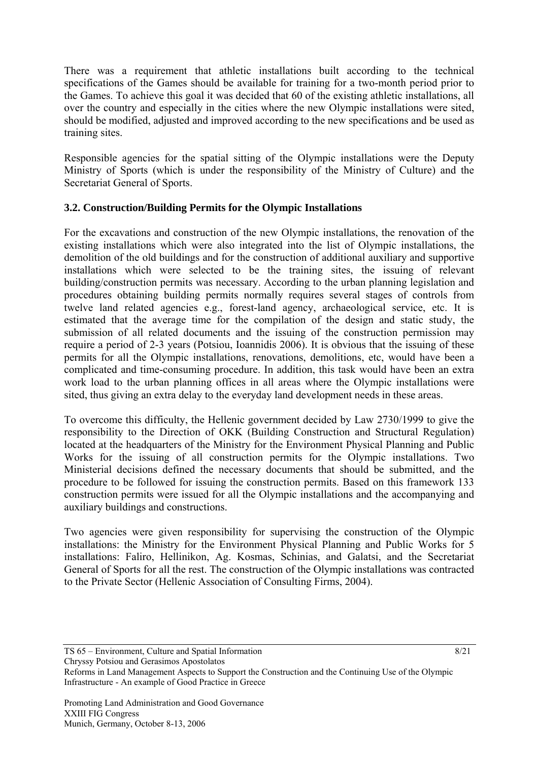There was a requirement that athletic installations built according to the technical specifications of the Games should be available for training for a two-month period prior to the Games. To achieve this goal it was decided that 60 of the existing athletic installations, all over the country and especially in the cities where the new Olympic installations were sited, should be modified, adjusted and improved according to the new specifications and be used as training sites.

Responsible agencies for the spatial sitting of the Olympic installations were the Deputy Ministry of Sports (which is under the responsibility of the Ministry of Culture) and the Secretariat General of Sports.

### 3.2. Construction/Building Permits for the Olympic Installations

For the excavations and construction of the new Olympic installations, the renovation of the existing installations which were also integrated into the list of Olympic installations, the demolition of the old buildings and for the construction of additional auxiliary and supportive installations which were selected to be the training sites, the issuing of relevant building/construction permits was necessary. According to the urban planning legislation and procedures obtaining building permits normally requires several stages of controls from twelve land related agencies e.g., forest-land agency, archaeological service, etc. It is estimated that the average time for the compilation of the design and static study, the submission of all related documents and the issuing of the construction permission may require a period of 2-3 years (Potsiou, Ioannidis 2006). It is obvious that the issuing of these permits for all the Olympic installations, renovations, demolitions, etc, would have been a complicated and time-consuming procedure. In addition, this task would have been an extra work load to the urban planning offices in all areas where the Olympic installations were sited, thus giving an extra delay to the everyday land development needs in these areas.

To overcome this difficulty, the Hellenic government decided by Law 2730/1999 to give the responsibility to the Direction of OKK (Building Construction and Structural Regulation) located at the headquarters of the Ministry for the Environment Physical Planning and Public Works for the issuing of all construction permits for the Olympic installations. Two Ministerial decisions defined the necessary documents that should be submitted, and the procedure to be followed for issuing the construction permits. Based on this framework 133 construction permits were issued for all the Olympic installations and the accompanying and auxiliary buildings and constructions.

Two agencies were given responsibility for supervising the construction of the Olympic installations: the Ministry for the Environment Physical Planning and Public Works for 5 installations: Faliro, Hellinikon, Ag. Kosmas, Schinias, and Galatsi, and the Secretariat General of Sports for all the rest. The construction of the Olympic installations was contracted to the Private Sector (Hellenic Association of Consulting Firms, 2004).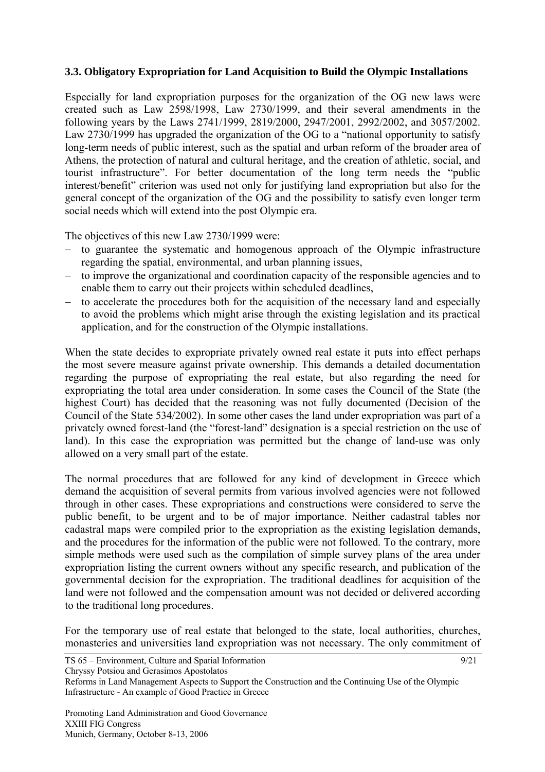### 3.3. Obligatory Expropriation for Land Acquisition to Build the Olympic Installations

Especially for land expropriation purposes for the organization of the OG new laws were created such as Law 2598/1998, Law 2730/1999, and their several amendments in the following years by the Laws 2741/1999, 2819/2000, 2947/2001, 2992/2002, and 3057/2002. Law 2730/1999 has upgraded the organization of the OG to a "national opportunity to satisfy long-term needs of public interest, such as the spatial and urban reform of the broader area of Athens, the protection of natural and cultural heritage, and the creation of athletic, social, and tourist infrastructure". For better documentation of the long term needs the "public interest/benefit" criterion was used not only for justifying land expropriation but also for the general concept of the organization of the OG and the possibility to satisfy even longer term social needs which will extend into the post Olympic era.

The objectives of this new Law 2730/1999 were:

- to guarantee the systematic and homogenous approach of the Olympic infrastructure regarding the spatial, environmental, and urban planning issues,
- to improve the organizational and coordination capacity of the responsible agencies and to enable them to carry out their projects within scheduled deadlines,
- to accelerate the procedures both for the acquisition of the necessary land and especially to avoid the problems which might arise through the existing legislation and its practical application, and for the construction of the Olympic installations.

When the state decides to expropriate privately owned real estate it puts into effect perhaps the most severe measure against private ownership. This demands a detailed documentation regarding the purpose of expropriating the real estate, but also regarding the need for expropriating the total area under consideration. In some cases the Council of the State (the highest Court) has decided that the reasoning was not fully documented (Decision of the Council of the State 534/2002). In some other cases the land under expropriation was part of a privately owned forest-land (the "forest-land" designation is a special restriction on the use of land). In this case the expropriation was permitted but the change of land-use was only allowed on a very small part of the estate.

The normal procedures that are followed for any kind of development in Greece which demand the acquisition of several permits from various involved agencies were not followed through in other cases. These expropriations and constructions were considered to serve the public benefit, to be urgent and to be of major importance. Neither cadastral tables nor cadastral maps were compiled prior to the expropriation as the existing legislation demands, and the procedures for the information of the public were not followed. To the contrary, more simple methods were used such as the compilation of simple survey plans of the area under expropriation listing the current owners without any specific research, and publication of the governmental decision for the expropriation. The traditional deadlines for acquisition of the land were not followed and the compensation amount was not decided or delivered according to the traditional long procedures.

For the temporary use of real estate that belonged to the state, local authorities, churches, monasteries and universities land expropriation was not necessary. The only commitment of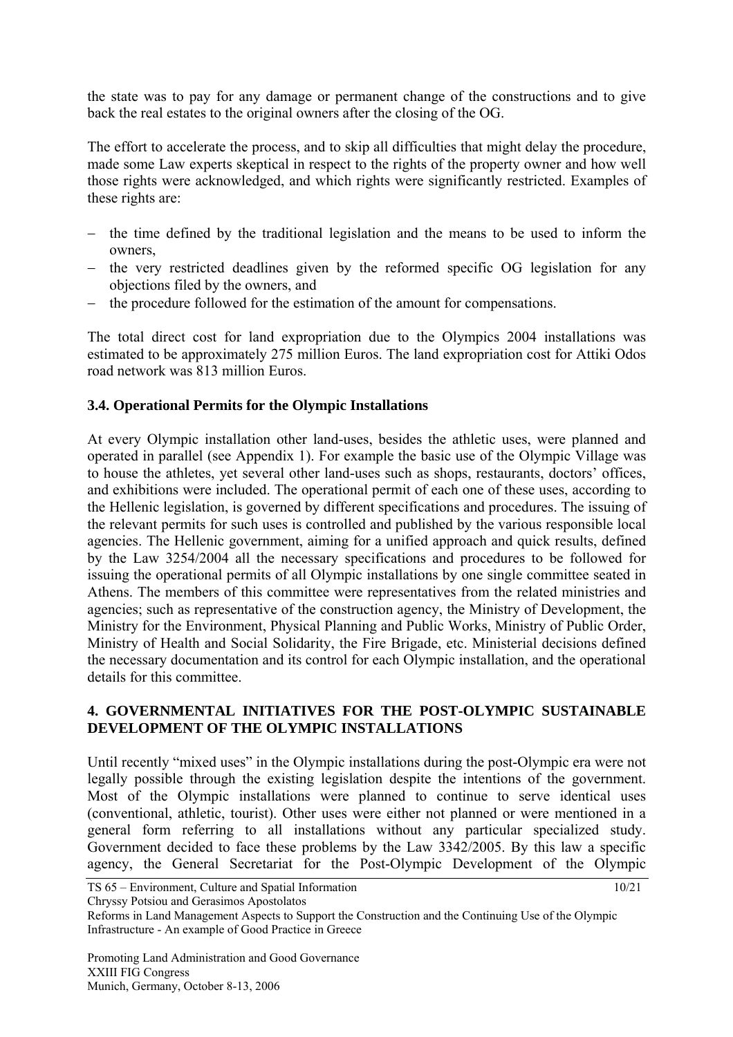the state was to pay for any damage or permanent change of the constructions and to give back the real estates to the original owners after the closing of the OG.

The effort to accelerate the process, and to skip all difficulties that might delay the procedure, made some Law experts skeptical in respect to the rights of the property owner and how well those rights were acknowledged, and which rights were significantly restricted. Examples of these rights are:

- the time defined by the traditional legislation and the means to be used to inform the owners,
- the very restricted deadlines given by the reformed specific OG legislation for any objections filed by the owners, and
- the procedure followed for the estimation of the amount for compensations.

The total direct cost for land expropriation due to the Olympics 2004 installations was estimated to be approximately 275 million Euros. The land expropriation cost for Attiki Odos road network was 813 million Euros.

### 3.4. Operational Permits for the Olympic Installations

At every Olympic installation other land-uses, besides the athletic uses, were planned and operated in parallel (see Appendix 1). For example the basic use of the Olympic Village was to house the athletes, yet several other land-uses such as shops, restaurants, doctors' offices, and exhibitions were included. The operational permit of each one of these uses, according to the Hellenic legislation, is governed by different specifications and procedures. The issuing of the relevant permits for such uses is controlled and published by the various responsible local agencies. The Hellenic government, aiming for a unified approach and quick results, defined by the Law 3254/2004 all the necessary specifications and procedures to be followed for issuing the operational permits of all Olympic installations by one single committee seated in Athens. The members of this committee were representatives from the related ministries and agencies; such as representative of the construction agency, the Ministry of Development, the Ministry for the Environment, Physical Planning and Public Works, Ministry of Public Order, Ministry of Health and Social Solidarity, the Fire Brigade, etc. Ministerial decisions defined the necessary documentation and its control for each Olympic installation, and the operational details for this committee.

## 4. GOVERNMENTAL INITIATIVES FOR THE POST-OLYMPIC SUSTAINABLE DEVELOPMENT OF THE OLYMPIC INSTALLATIONS

Until recently "mixed uses" in the Olympic installations during the post-Olympic era were not legally possible through the existing legislation despite the intentions of the government. Most of the Olympic installations were planned to continue to serve identical uses (conventional, athletic, tourist). Other uses were either not planned or were mentioned in a general form referring to all installations without any particular specialized study. Government decided to face these problems by the Law 3342/2005. By this law a specific agency, the General Secretariat for the Post-Olympic Development of the Olympic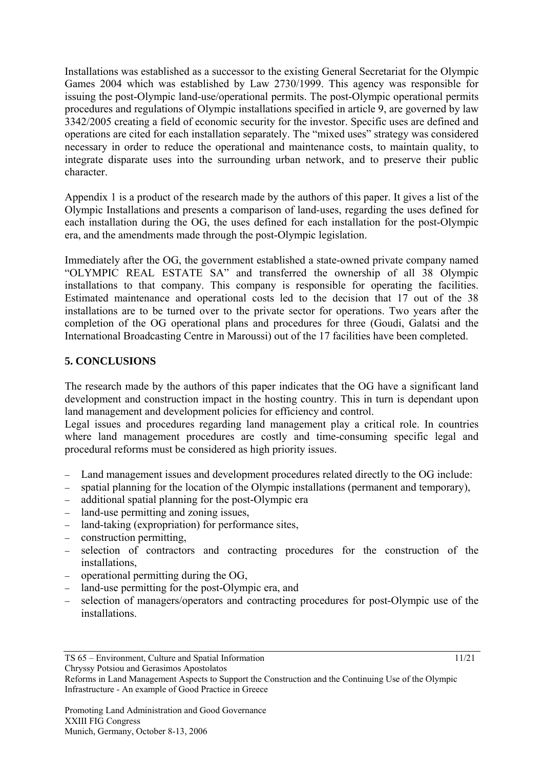Installations was established as a successor to the existing General Secretariat for the Olympic Games 2004 which was established by Law 2730/1999. This agency was responsible for issuing the post-Olympic land-use/operational permits. The post-Olympic operational permits procedures and regulations of Olympic installations specified in article 9, are governed by law 3342/2005 creating a field of economic security for the investor. Specific uses are defined and operations are cited for each installation separately. The "mixed uses" strategy was considered necessary in order to reduce the operational and maintenance costs, to maintain quality, to integrate disparate uses into the surrounding urban network, and to preserve their public character.

Appendix 1 is a product of the research made by the authors of this paper. It gives a list of the Olympic Installations and presents a comparison of land-uses, regarding the uses defined for each installation during the OG, the uses defined for each installation for the post-Olympic era, and the amendments made through the post-Olympic legislation.

Immediately after the OG, the government established a state-owned private company named "OLYMPIC REAL ESTATE SA" and transferred the ownership of all 38 Olympic installations to that company. This company is responsible for operating the facilities. Estimated maintenance and operational costs led to the decision that 17 out of the 38 installations are to be turned over to the private sector for operations. Two years after the completion of the OG operational plans and procedures for three (Goudi, Galatsi and the International Broadcasting Centre in Maroussi) out of the 17 facilities have been completed.

## 5. CONCLUSIONS

The research made by the authors of this paper indicates that the OG have a significant land development and construction impact in the hosting country. This in turn is dependant upon land management and development policies for efficiency and control.

Legal issues and procedures regarding land management play a critical role. In countries where land management procedures are costly and time-consuming specific legal and procedural reforms must be considered as high priority issues.

- Land management issues and development procedures related directly to the OG include:
- spatial planning for the location of the Olympic installations (permanent and temporary),
- additional spatial planning for the post-Olympic era
- land-use permitting and zoning issues,
- land-taking (expropriation) for performance sites,
- construction permitting,
- selection of contractors and contracting procedures for the construction of the installations,
- operational permitting during the OG,
- land-use permitting for the post-Olympic era, and
- selection of managers/operators and contracting procedures for post-Olympic use of the installations.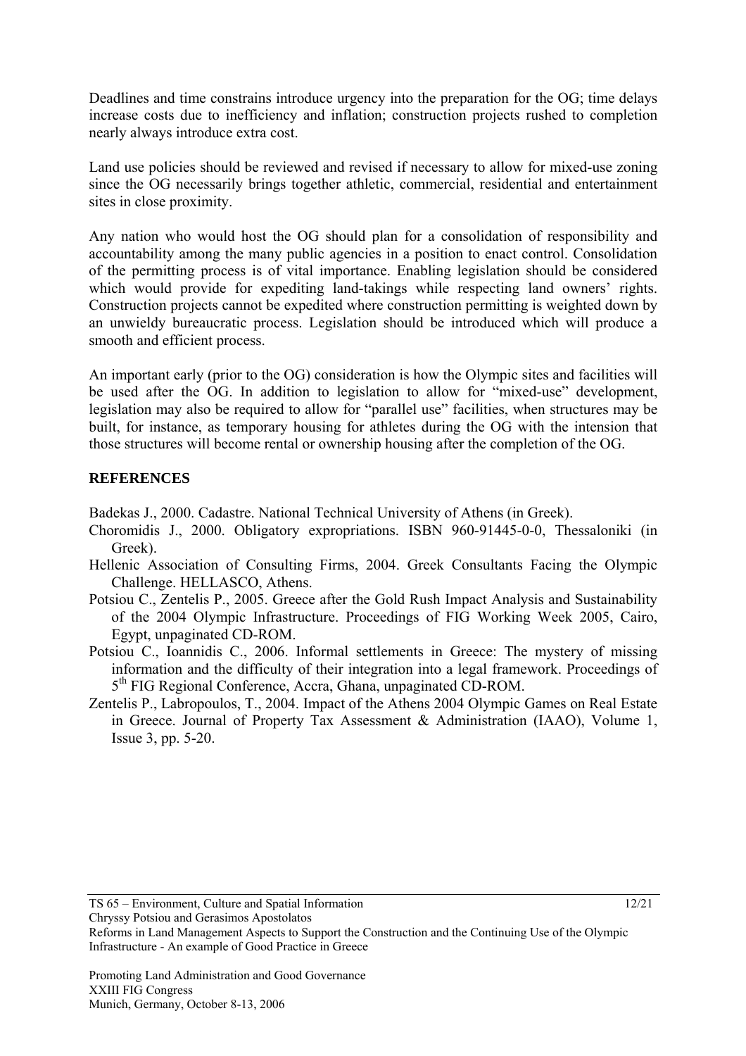Deadlines and time constrains introduce urgency into the preparation for the OG; time delays increase costs due to inefficiency and inflation; construction projects rushed to completion nearly always introduce extra cost.

Land use policies should be reviewed and revised if necessary to allow for mixed-use zoning since the OG necessarily brings together athletic, commercial, residential and entertainment sites in close proximity.

Any nation who would host the OG should plan for a consolidation of responsibility and accountability among the many public agencies in a position to enact control. Consolidation of the permitting process is of vital importance. Enabling legislation should be considered which would provide for expediting land-takings while respecting land owners' rights. Construction projects cannot be expedited where construction permitting is weighted down by an unwieldy bureaucratic process. Legislation should be introduced which will produce a smooth and efficient process.

An important early (prior to the OG) consideration is how the Olympic sites and facilities will be used after the OG. In addition to legislation to allow for "mixed-use" development, legislation may also be required to allow for "parallel use" facilities, when structures may be built, for instance, as temporary housing for athletes during the OG with the intension that those structures will become rental or ownership housing after the completion of the OG.

## REFERENCES

Badekas J., 2000. Cadastre. National Technical University of Athens (in Greek).

Choromidis J., 2000. Obligatory expropriations. ISBN 960-91445-0-0, Thessaloniki (in Greek).

Hellenic Association of Consulting Firms, 2004. Greek Consultants Facing the Olympic Challenge. HELLASCO, Athens.

Potsiou C., Zentelis P., 2005. Greece after the Gold Rush Impact Analysis and Sustainability of the 2004 Olympic Infrastructure. Proceedings of FIG Working Week 2005, Cairo, Egypt, unpaginated CD-ROM.

Potsiou C., Ioannidis C., 2006. Informal settlements in Greece: The mystery of missing information and the difficulty of their integration into a legal framework. Proceedings of 5th FIG Regional Conference, Accra, Ghana, unpaginated CD-ROM.

Zentelis P., Labropoulos, T., 2004. Impact of the Athens 2004 Olympic Games on Real Estate in Greece. Journal of Property Tax Assessment & Administration (IAAO), Volume 1, Issue 3, pp. 5-20.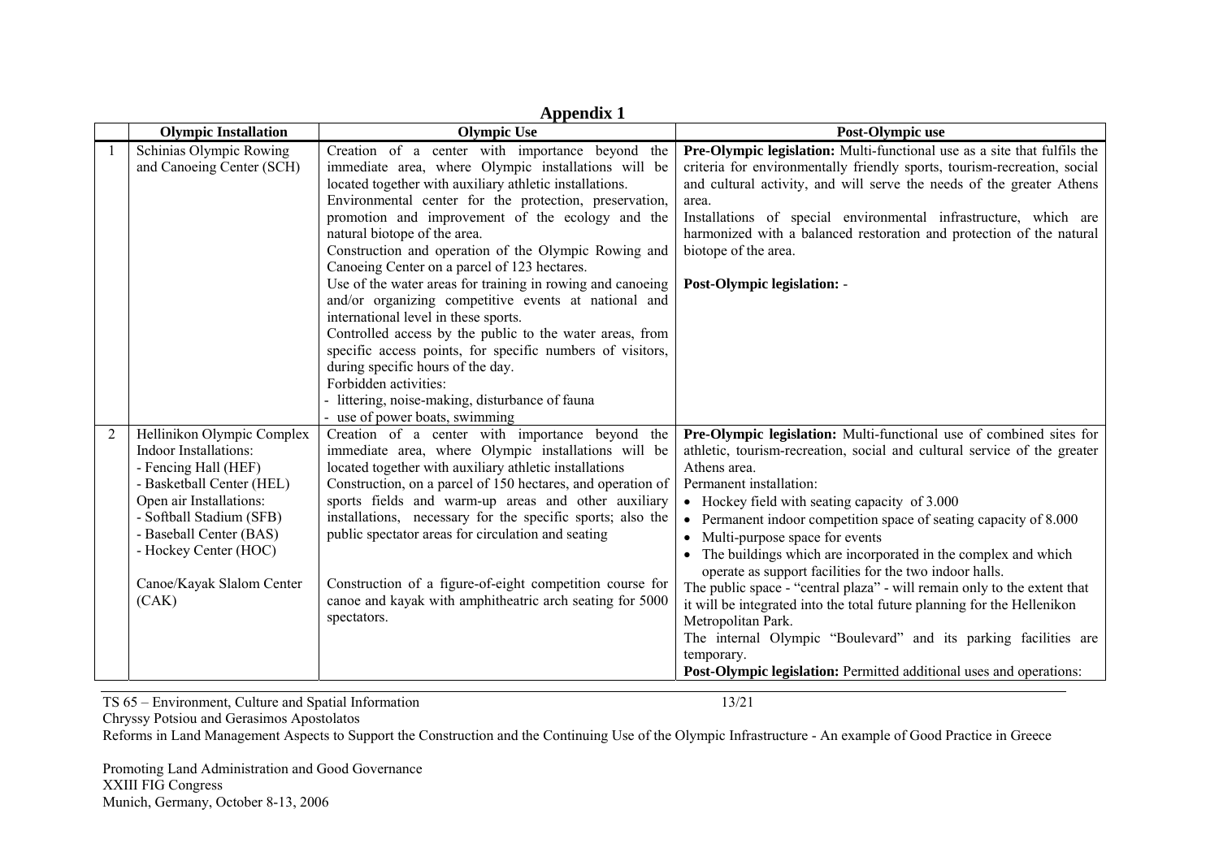# Appendix 1

| | Olympic Installation | Olympic Use | Post-Olympic use |
|---|---|---|---|
| 1 | Schinias Olympic Rowing and Canoeing Center (SCH) | Creation of a center with importance beyond the immediate area, where Olympic installations will be located together with auxiliary athletic installations.<br>Environmental center for the protection, preservation, promotion and improvement of the ecology and the natural biotope of the area.<br>Construction and operation of the Olympic Rowing and Canoeing Center on a parcel of 123 hectares.<br>Use of the water areas for training in rowing and canoeing and/or organizing competitive events at national and international level in these sports.<br>Controlled access by the public to the water areas, from specific access points, for specific numbers of visitors, during specific hours of the day.<br>Forbidden activities:<br>- littering, noise-making, disturbance of fauna<br>- use of power boats, swimming | **Pre-Olympic legislation:** Multi-functional use as a site that fulfils the criteria for environmentally friendly sports, tourism-recreation, social and cultural activity, and will serve the needs of the greater Athens area.<br>Installations of special environmental infrastructure, which are harmonized with a balanced restoration and protection of the natural biotope of the area.<br><br>**Post-Olympic legislation:** - |
| 2 | Hellinikon Olympic Complex<br>Indoor Installations:<br>- Fencing Hall (HEF)<br>- Basketball Center (HEL)<br>Open air Installations:<br>- Softball Stadium (SFB)<br>- Baseball Center (BAS)<br>- Hockey Center (HOC)<br><br>Canoe/Kayak Slalom Center (CAK) | Creation of a center with importance beyond the immediate area, where Olympic installations will be located together with auxiliary athletic installations<br>Construction, on a parcel of 150 hectares, and operation of sports fields and warm-up areas and other auxiliary installations, necessary for the specific sports; also the public spectator areas for circulation and seating<br><br>Construction of a figure-of-eight competition course for canoe and kayak with amphitheatric arch seating for 5000 spectators. | **Pre-Olympic legislation:** Multi-functional use of combined sites for athletic, tourism-recreation, social and cultural service of the greater Athens area.<br>Permanent installation:<br>• Hockey field with seating capacity of 3.000<br>• Permanent indoor competition space of seating capacity of 8.000<br>• Multi-purpose space for events<br>• The buildings which are incorporated in the complex and which operate as support facilities for the two indoor halls.<br>The public space - "central plaza" - will remain only to the extent that it will be integrated into the total future planning for the Hellenikon Metropolitan Park.<br>The internal Olympic "Boulevard" and its parking facilities are temporary.<br>**Post-Olympic legislation:** Permitted additional uses and operations: |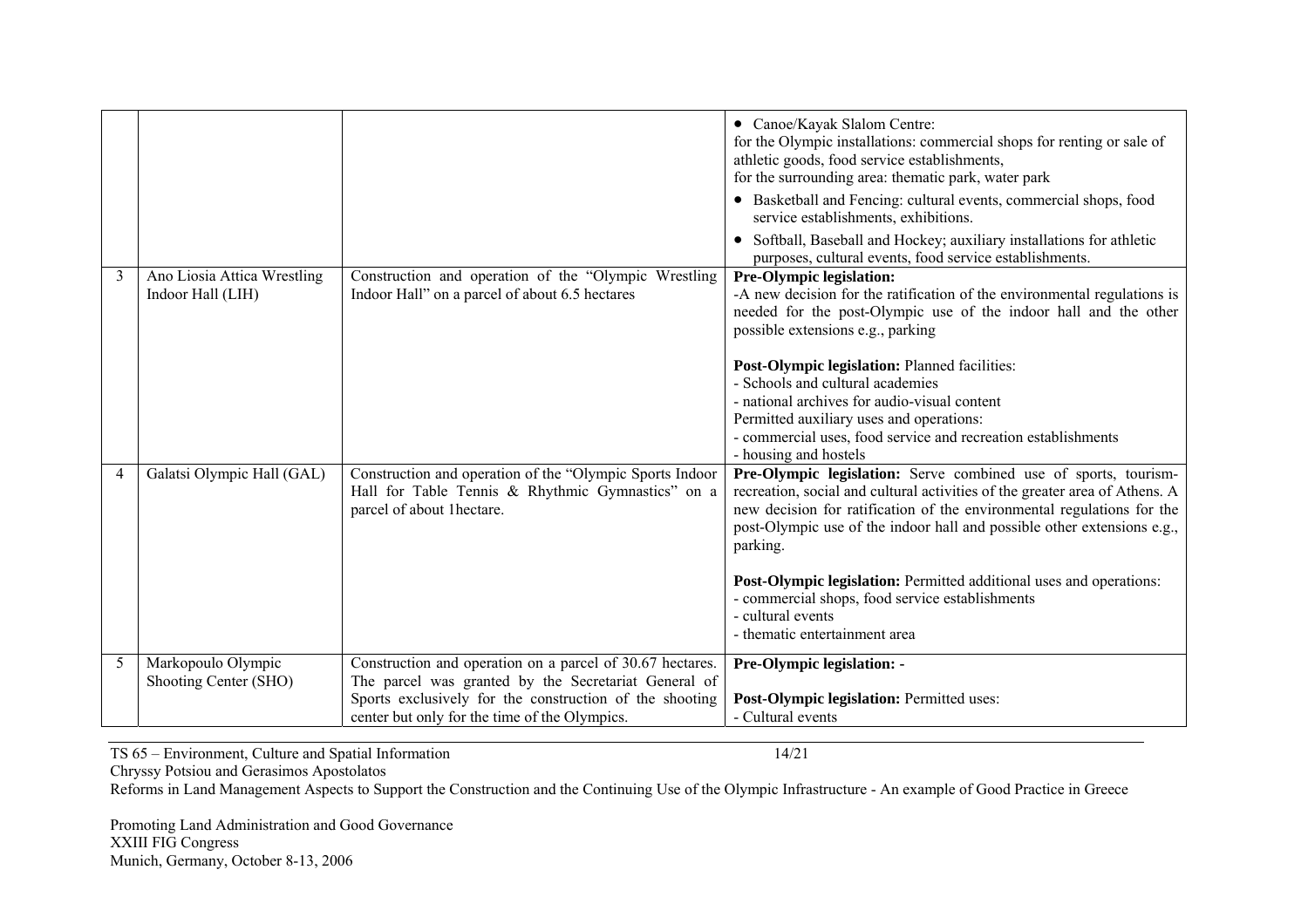|   |   |   |   |
|---|---|---|---|
|  |  |  | • Canoe/Kayak Slalom Centre:<br>for the Olympic installations: commercial shops for renting or sale of athletic goods, food service establishments,<br>for the surrounding area: thematic park, water park<br>• Basketball and Fencing: cultural events, commercial shops, food service establishments, exhibitions.<br>• Softball, Baseball and Hockey; auxiliary installations for athletic purposes, cultural events, food service establishments. |
| 3 | Ano Liosia Attica Wrestling Indoor Hall (LIH) | Construction and operation of the "Olympic Wrestling Indoor Hall" on a parcel of about 6.5 hectares | **Pre-Olympic legislation:**<br>-A new decision for the ratification of the environmental regulations is needed for the post-Olympic use of the indoor hall and the other possible extensions e.g., parking<br><br>**Post-Olympic legislation:** Planned facilities:<br>- Schools and cultural academies<br>- national archives for audio-visual content<br>Permitted auxiliary uses and operations:<br>- commercial uses, food service and recreation establishments<br>- housing and hostels |
| 4 | Galatsi Olympic Hall (GAL) | Construction and operation of the "Olympic Sports Indoor Hall for Table Tennis & Rhythmic Gymnastics" on a parcel of about 1hectare. | **Pre-Olympic legislation:** Serve combined use of sports, tourism-recreation, social and cultural activities of the greater area of Athens. A new decision for ratification of the environmental regulations for the post-Olympic use of the indoor hall and possible other extensions e.g., parking.<br><br>**Post-Olympic legislation:** Permitted additional uses and operations:<br>- commercial shops, food service establishments<br>- cultural events<br>- thematic entertainment area |
| 5 | Markopoulo Olympic Shooting Center (SHO) | Construction and operation on a parcel of 30.67 hectares. The parcel was granted by the Secretariat General of Sports exclusively for the construction of the shooting center but only for the time of the Olympics. | **Pre-Olympic legislation:** -<br><br>**Post-Olympic legislation:** Permitted uses:<br>- Cultural events |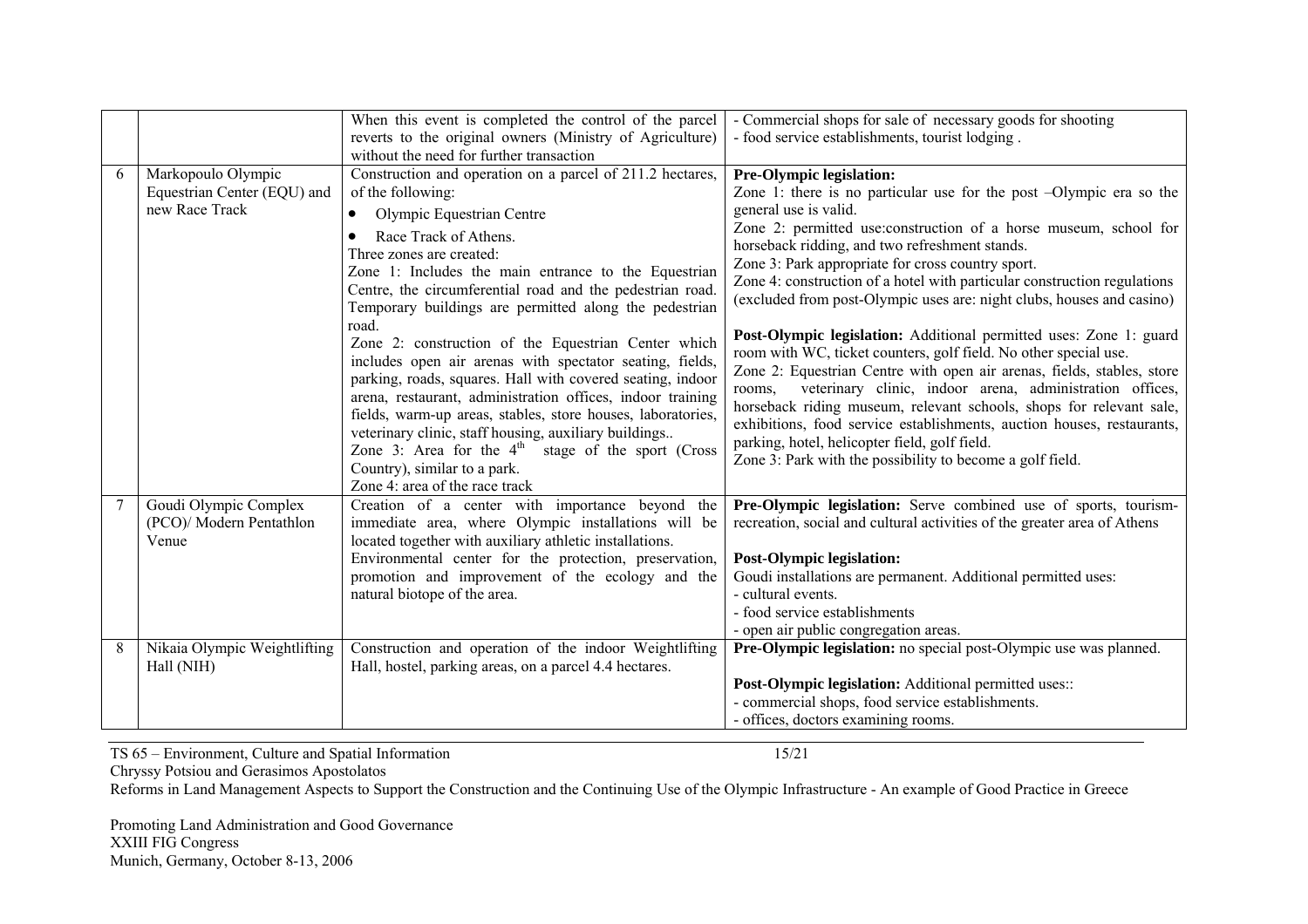| | | | |
|---|---|---|---|
| | | When this event is completed the control of the parcel reverts to the original owners (Ministry of Agriculture) without the need for further transaction | - Commercial shops for sale of necessary goods for shooting<br>- food service establishments, tourist lodging . |
| 6 | Markopoulo Olympic Equestrian Center (EQU) and new Race Track | Construction and operation on a parcel of 211.2 hectares, of the following:<br>• Olympic Equestrian Centre<br>• Race Track of Athens.<br>Three zones are created:<br>Zone 1: Includes the main entrance to the Equestrian Centre, the circumferential road and the pedestrian road. Temporary buildings are permitted along the pedestrian road.<br>Zone 2: construction of the Equestrian Center which includes open air arenas with spectator seating, fields, parking, roads, squares. Hall with covered seating, indoor arena, restaurant, administration offices, indoor training fields, warm-up areas, stables, store houses, laboratories, veterinary clinic, staff housing, auxiliary buildings..<br>Zone 3: Area for the 4th stage of the sport (Cross Country), similar to a park.<br>Zone 4: area of the race track | **Pre-Olympic legislation:**<br>Zone 1: there is no particular use for the post –Olympic era so the general use is valid.<br>Zone 2: permitted use:construction of a horse museum, school for horseback ridding, and two refreshment stands.<br>Zone 3: Park appropriate for cross country sport.<br>Zone 4: construction of a hotel with particular construction regulations (excluded from post-Olympic uses are: night clubs, houses and casino)<br><br>**Post-Olympic legislation:** Additional permitted uses: Zone 1: guard room with WC, ticket counters, golf field. No other special use.<br>Zone 2: Equestrian Centre with open air arenas, fields, stables, store rooms, veterinary clinic, indoor arena, administration offices, horseback riding museum, relevant schools, shops for relevant sale, exhibitions, food service establishments, auction houses, restaurants, parking, hotel, helicopter field, golf field.<br>Zone 3: Park with the possibility to become a golf field. |
| 7 | Goudi Olympic Complex (PCO)/ Modern Pentathlon Venue | Creation of a center with importance beyond the immediate area, where Olympic installations will be located together with auxiliary athletic installations.<br>Environmental center for the protection, preservation, promotion and improvement of the ecology and the natural biotope of the area. | **Pre-Olympic legislation:** Serve combined use of sports, tourism-recreation, social and cultural activities of the greater area of Athens<br><br>**Post-Olympic legislation:**<br>Goudi installations are permanent. Additional permitted uses:<br>- cultural events.<br>- food service establishments<br>- open air public congregation areas. |
| 8 | Nikaia Olympic Weightlifting Hall (NIH) | Construction and operation of the indoor Weightlifting Hall, hostel, parking areas, on a parcel 4.4 hectares. | **Pre-Olympic legislation:** no special post-Olympic use was planned.<br><br>**Post-Olympic legislation:** Additional permitted uses::<br>- commercial shops, food service establishments.<br>- offices, doctors examining rooms. |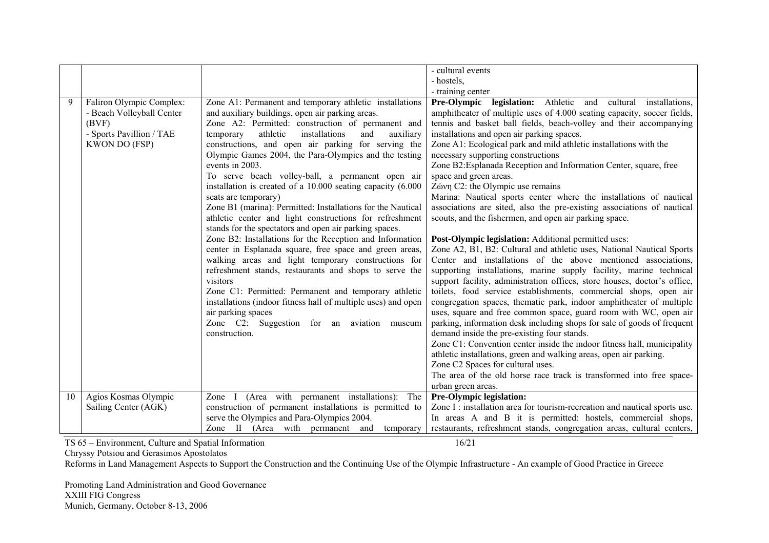| | | | |
|---|---|---|---|
| | | | - cultural events<br>- hostels,<br>- training center |
| 9 | Faliron Olympic Complex:<br>- Beach Volleyball Center (BVF)<br>- Sports Pavillion / TAE KWON DO (FSP) | Zone A1: Permanent and temporary athletic installations and auxiliary buildings, open air parking areas.<br>Zone A2: Permitted: construction of permanent and temporary athletic installations and auxiliary constructions, and open air parking for serving the Olympic Games 2004, the Para-Olympics and the testing events in 2003.<br>To serve beach volley-ball, a permanent open air installation is created of a 10.000 seating capacity (6.000 seats are temporary)<br>Zone B1 (marina): Permitted: Installations for the Nautical athletic center and light constructions for refreshment stands for the spectators and open air parking spaces.<br>Zone B2: Installations for the Reception and Information center in Esplanada square, free space and green areas, walking areas and light temporary constructions for refreshment stands, restaurants and shops to serve the visitors<br>Zone C1: Permitted: Permanent and temporary athletic installations (indoor fitness hall of multiple uses) and open air parking spaces<br>Zone C2: Suggestion for an aviation museum construction. | **Pre-Olympic legislation:** Athletic and cultural installations, amphitheater of multiple uses of 4.000 seating capacity, soccer fields, tennis and basket ball fields, beach-volley and their accompanying installations and open air parking spaces.<br>Zone A1: Ecological park and mild athletic installations with the necessary supporting constructions<br>Zone B2:Esplanada Reception and Information Center, square, free space and green areas.<br>Ζώνη C2: the Olympic use remains<br>Marina: Nautical sports center where the installations of nautical associations are sited, also the pre-existing associations of nautical scouts, and the fishermen, and open air parking space.<br><br>**Post-Olympic legislation:** Additional permitted uses:<br>Zone A2, B1, B2: Cultural and athletic uses, National Nautical Sports Center and installations of the above mentioned associations, supporting installations, marine supply facility, marine technical support facility, administration offices, store houses, doctor's office, toilets, food service establishments, commercial shops, open air congregation spaces, thematic park, indoor amphitheater of multiple uses, square and free common space, guard room with WC, open air parking, information desk including shops for sale of goods of frequent demand inside the pre-existing four stands.<br>Zone C1: Convention center inside the indoor fitness hall, municipality athletic installations, green and walking areas, open air parking.<br>Zone C2 Spaces for cultural uses.<br>The area of the old horse race track is transformed into free space-urban green areas. |
| 10 | Agios Kosmas Olympic Sailing Center (AGK) | Zone I (Area with permanent installations): The construction of permanent installations is permitted to serve the Olympics and Para-Olympics 2004.<br>Zone II (Area with permanent and temporary | **Pre-Olympic legislation:**<br>Zone I : installation area for tourism-recreation and nautical sports use. In areas A and B it is permitted: hostels, commercial shops, restaurants, refreshment stands, congregation areas, cultural centers, |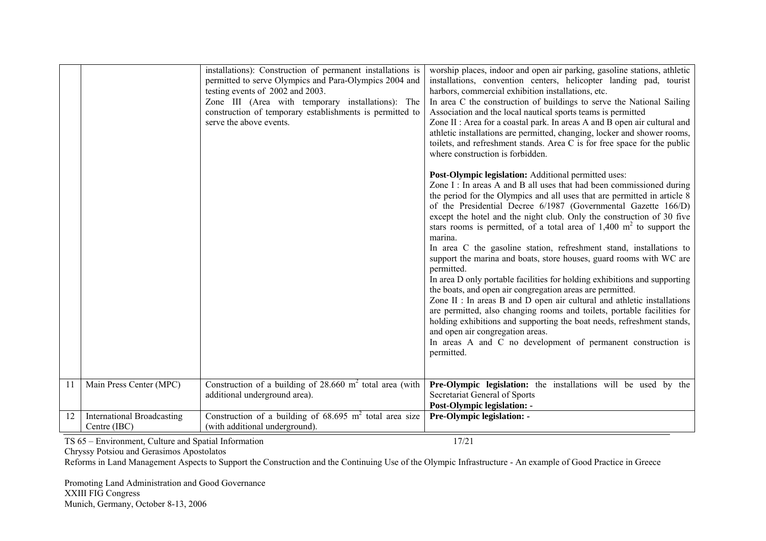| | | | |
|---|---|---|---|
| | | installations): Construction of permanent installations is permitted to serve Olympics and Para-Olympics 2004 and testing events of 2002 and 2003.<br>Zone III (Area with temporary installations): The construction of temporary establishments is permitted to serve the above events. | worship places, indoor and open air parking, gasoline stations, athletic installations, convention centers, helicopter landing pad, tourist harbors, commercial exhibition installations, etc.<br>In area C the construction of buildings to serve the National Sailing Association and the local nautical sports teams is permitted<br>Zone II : Area for a coastal park. In areas A and B open air cultural and athletic installations are permitted, changing, locker and shower rooms, toilets, and refreshment stands. Area C is for free space for the public where construction is forbidden.<br><br>**Post-Olympic legislation:** Additional permitted uses:<br>Zone I : In areas A and B all uses that had been commissioned during the period for the Olympics and all uses that are permitted in article 8 of the Presidential Decree 6/1987 (Governmental Gazette 166/D) except the hotel and the night club. Only the construction of 30 five stars rooms is permitted, of a total area of 1,400 $m^2$ to support the marina.<br>In area C the gasoline station, refreshment stand, installations to support the marina and boats, store houses, guard rooms with WC are permitted.<br>In area D only portable facilities for holding exhibitions and supporting the boats, and open air congregation areas are permitted.<br>Zone II : In areas B and D open air cultural and athletic installations are permitted, also changing rooms and toilets, portable facilities for holding exhibitions and supporting the boat needs, refreshment stands, and open air congregation areas.<br>In areas A and C no development of permanent construction is permitted. |
| 11 | Main Press Center (MPC) | Construction of a building of 28.660 $m^2$ total area (with additional underground area). | **Pre-Olympic legislation:** the installations will be used by the Secretariat General of Sports<br>**Post-Olympic legislation: -** |
| 12 | International Broadcasting Centre (IBC) | Construction of a building of 68.695 $m^2$ total area size (with additional underground). | **Pre-Olympic legislation:** - |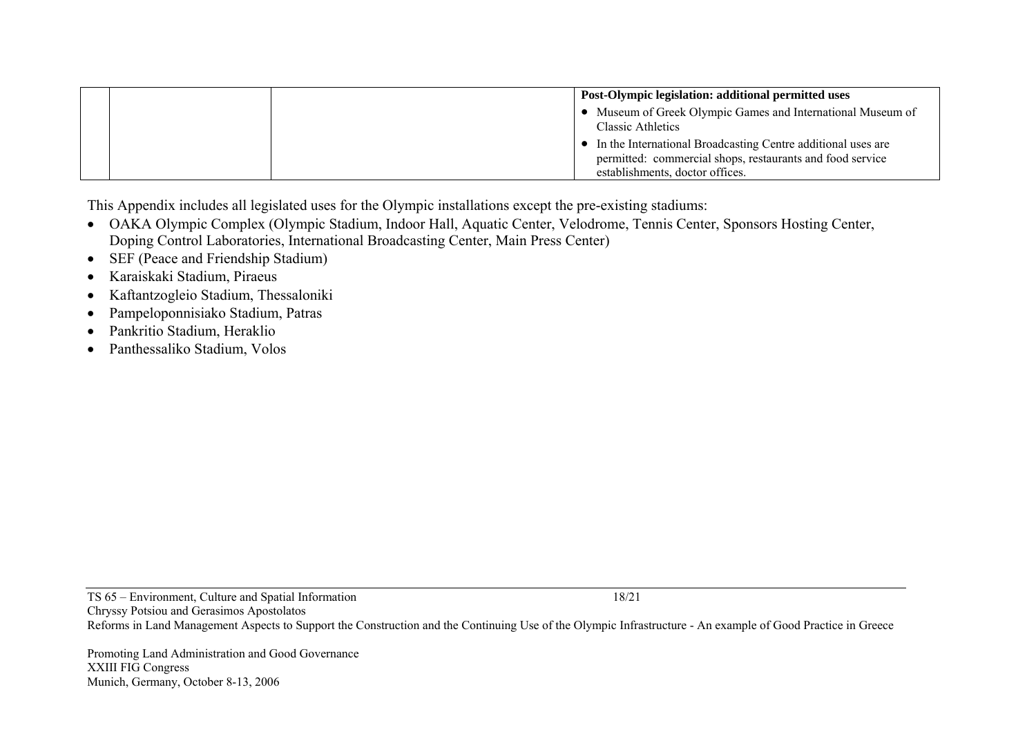| | | | Post-Olympic legislation: additional permitted uses |
|---|---|---|---|
| | | | • Museum of Greek Olympic Games and International Museum of Classic Athletics<br>• In the International Broadcasting Centre additional uses are permitted: commercial shops, restaurants and food service establishments, doctor offices. |

This Appendix includes all legislated uses for the Olympic installations except the pre-existing stadiums:

- OAKA Olympic Complex (Olympic Stadium, Indoor Hall, Aquatic Center, Velodrome, Tennis Center, Sponsors Hosting Center, Doping Control Laboratories, International Broadcasting Center, Main Press Center)
- SEF (Peace and Friendship Stadium)
- Karaiskaki Stadium, Piraeus
- Kaftantzogleio Stadium, Thessaloniki
- Pampeloponnisiako Stadium, Patras
- Pankritio Stadium, Heraklio
- Panthessaliko Stadium, Volos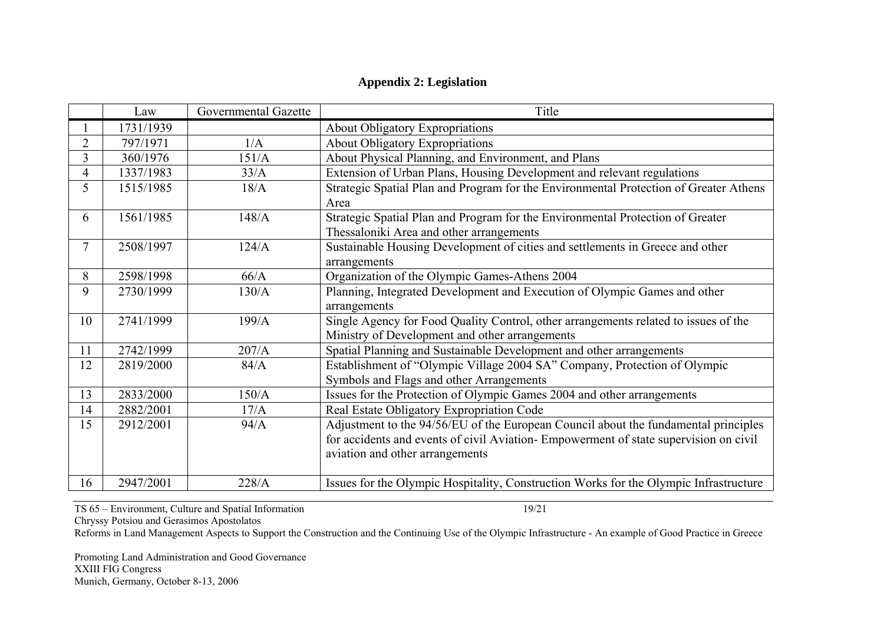## Appendix 2: Legislation

| | Law | Governmental Gazette | Title |
|---|---|---|---|
| 1 | 1731/1939 | | About Obligatory Expropriations |
| 2 | 797/1971 | 1/A | About Obligatory Expropriations |
| 3 | 360/1976 | 151/A | About Physical Planning, and Environment, and Plans |
| 4 | 1337/1983 | 33/A | Extension of Urban Plans, Housing Development and relevant regulations |
| 5 | 1515/1985 | 18/A | Strategic Spatial Plan and Program for the Environmental Protection of Greater Athens Area |
| 6 | 1561/1985 | 148/A | Strategic Spatial Plan and Program for the Environmental Protection of Greater Thessaloniki Area and other arrangements |
| 7 | 2508/1997 | 124/A | Sustainable Housing Development of cities and settlements in Greece and other arrangements |
| 8 | 2598/1998 | 66/A | Organization of the Olympic Games-Athens 2004 |
| 9 | 2730/1999 | 130/A | Planning, Integrated Development and Execution of Olympic Games and other arrangements |
| 10 | 2741/1999 | 199/A | Single Agency for Food Quality Control, other arrangements related to issues of the Ministry of Development and other arrangements |
| 11 | 2742/1999 | 207/A | Spatial Planning and Sustainable Development and other arrangements |
| 12 | 2819/2000 | 84/A | Establishment of "Olympic Village 2004 SA" Company, Protection of Olympic Symbols and Flags and other Arrangements |
| 13 | 2833/2000 | 150/A | Issues for the Protection of Olympic Games 2004 and other arrangements |
| 14 | 2882/2001 | 17/A | Real Estate Obligatory Expropriation Code |
| 15 | 2912/2001 | 94/A | Adjustment to the 94/56/EU of the European Council about the fundamental principles for accidents and events of civil Aviation- Empowerment of state supervision on civil aviation and other arrangements |
| 16 | 2947/2001 | 228/A | Issues for the Olympic Hospitality, Construction Works for the Olympic Infrastructure |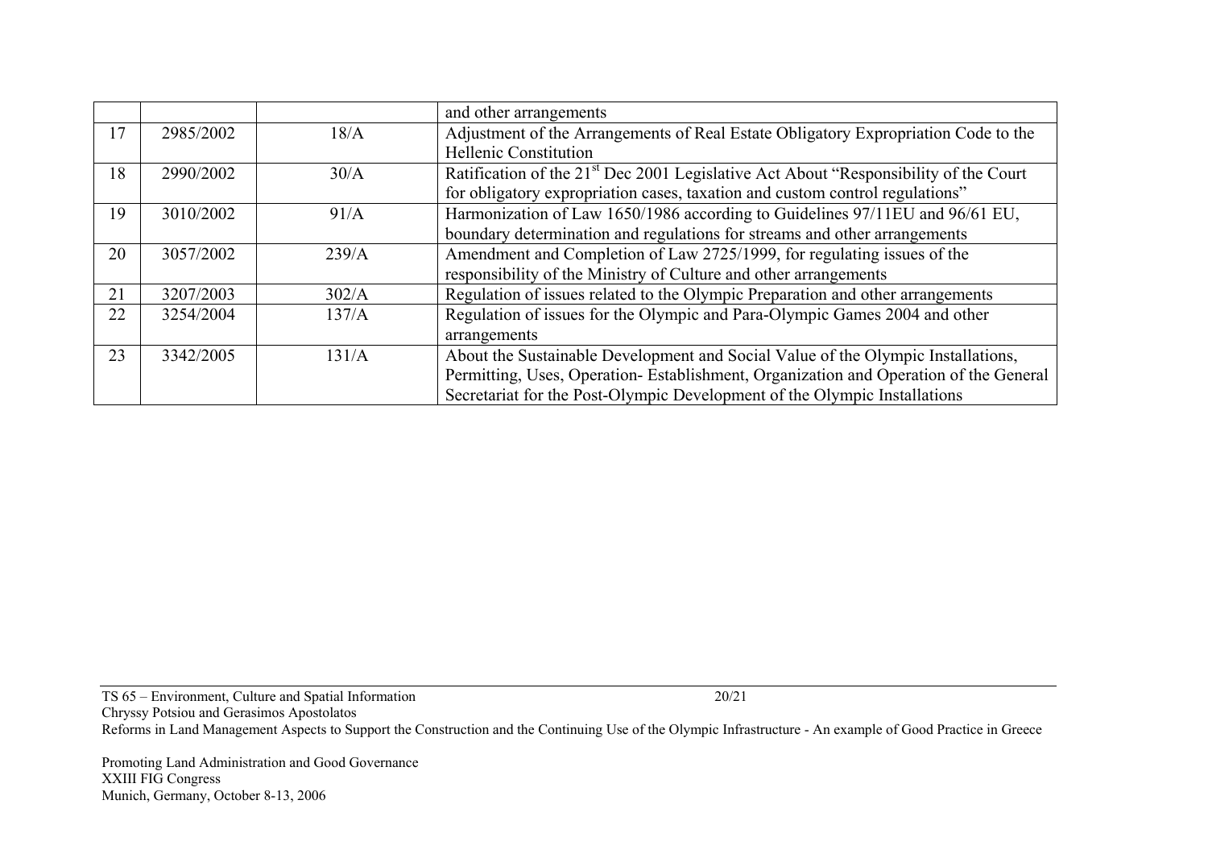| | | | |
|---|---|---|---|
| | | | and other arrangements |
| 17 | 2985/2002 | 18/A | Adjustment of the Arrangements of Real Estate Obligatory Expropriation Code to the Hellenic Constitution |
| 18 | 2990/2002 | 30/A | Ratification of the 21st Dec 2001 Legislative Act About "Responsibility of the Court for obligatory expropriation cases, taxation and custom control regulations" |
| 19 | 3010/2002 | 91/A | Harmonization of Law 1650/1986 according to Guidelines 97/11EU and 96/61 EU, boundary determination and regulations for streams and other arrangements |
| 20 | 3057/2002 | 239/A | Amendment and Completion of Law 2725/1999, for regulating issues of the responsibility of the Ministry of Culture and other arrangements |
| 21 | 3207/2003 | 302/A | Regulation of issues related to the Olympic Preparation and other arrangements |
| 22 | 3254/2004 | 137/A | Regulation of issues for the Olympic and Para-Olympic Games 2004 and other arrangements |
| 23 | 3342/2005 | 131/A | About the Sustainable Development and Social Value of the Olympic Installations, Permitting, Uses, Operation- Establishment, Organization and Operation of the General Secretariat for the Post-Olympic Development of the Olympic Installations |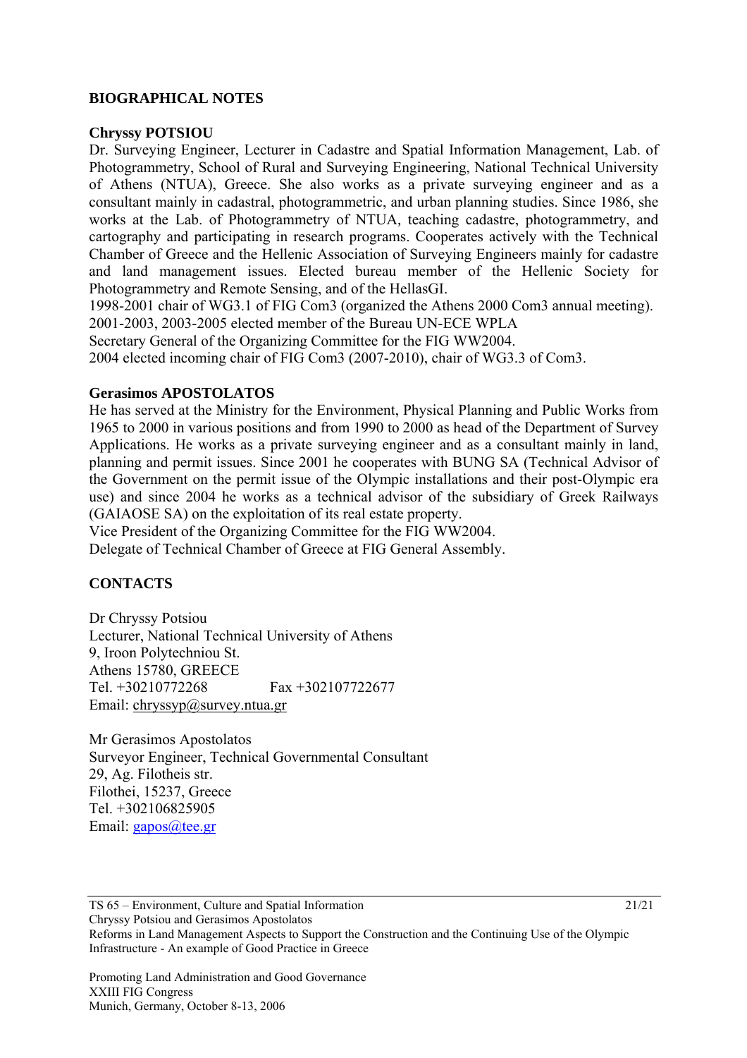## BIOGRAPHICAL NOTES

### Chryssy POTSIOU

Dr. Surveying Engineer, Lecturer in Cadastre and Spatial Information Management, Lab. of Photogrammetry, School of Rural and Surveying Engineering, National Technical University of Athens (NTUA), Greece. She also works as a private surveying engineer and as a consultant mainly in cadastral, photogrammetric, and urban planning studies. Since 1986, she works at the Lab. of Photogrammetry of NTUA, teaching cadastre, photogrammetry, and cartography and participating in research programs. Cooperates actively with the Technical Chamber of Greece and the Hellenic Association of Surveying Engineers mainly for cadastre and land management issues. Elected bureau member of the Hellenic Society for Photogrammetry and Remote Sensing, and of the HellasGI.

1998-2001 chair of WG3.1 of FIG Com3 (organized the Athens 2000 Com3 annual meeting).
2001-2003, 2003-2005 elected member of the Bureau UN-ECE WPLA
Secretary General of the Organizing Committee for the FIG WW2004.
2004 elected incoming chair of FIG Com3 (2007-2010), chair of WG3.3 of Com3.

### Gerasimos APOSTOLATOS

He has served at the Ministry for the Environment, Physical Planning and Public Works from 1965 to 2000 in various positions and from 1990 to 2000 as head of the Department of Survey Applications. He works as a private surveying engineer and as a consultant mainly in land, planning and permit issues. Since 2001 he cooperates with BUNG SA (Technical Advisor of the Government on the permit issue of the Olympic installations and their post-Olympic era use) and since 2004 he works as a technical advisor of the subsidiary of Greek Railways (GAIAOSE SA) on the exploitation of its real estate property.

Vice President of the Organizing Committee for the FIG WW2004.
Delegate of Technical Chamber of Greece at FIG General Assembly.

## CONTACTS

Dr Chryssy Potsiou
Lecturer, National Technical University of Athens
9, Iroon Polytechniou St.
Athens 15780, GREECE
Tel. +30210772268 Fax +302107722677
Email: chryssyp@survey.ntua.gr

Mr Gerasimos Apostolatos
Surveyor Engineer, Technical Governmental Consultant
29, Ag. Filotheis str.
Filothei, 15237, Greece
Tel. +302106825905
Email: gapos@tee.gr